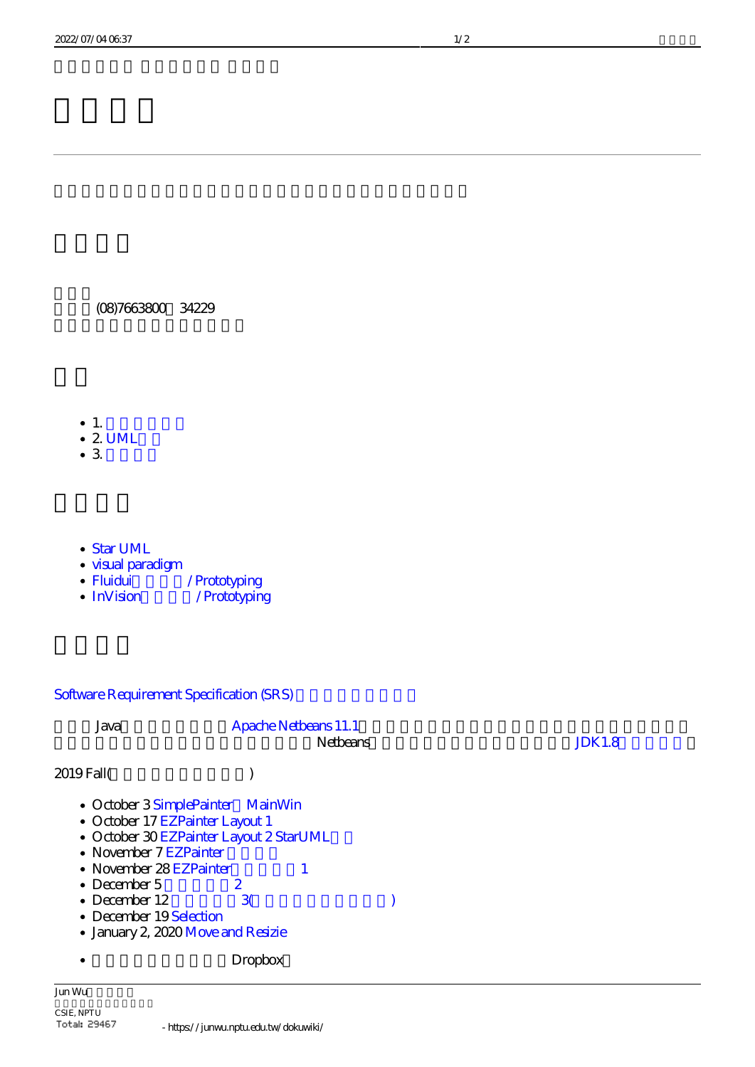# 

---

(08)7663800 34229

## 

- 1. 
- 2. UML
- 3. 

## 

- Star UML
- visual paradigm
- Fluidui /Prototyping
- InVision /Prototyping

## 

Software Requirement Specification (SRS)

Java Apache Netbeans 11.1 Netbeans JDK1.8

2019 Fall( )

- October 3 SimplePainter MainWin
- October 17 EZPainter Layout 1
- October 30 EZPainter Layout 2 StarUML
- November 7 EZPainter
- November 28 EZPainter 1
- December 5 2
- December 12 3( )
- December 19 Selection
- January 2, 2020 Move and Resizie

- Dropbox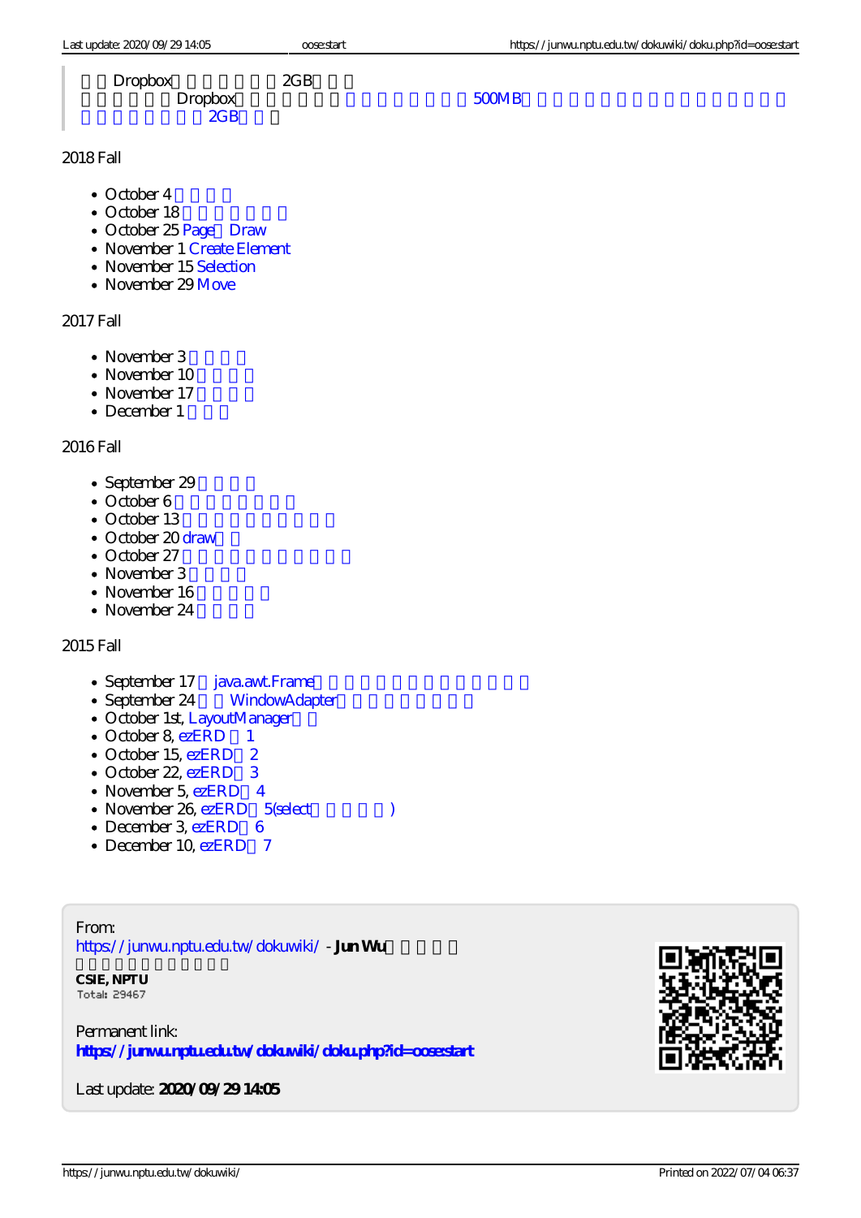> Dropbox 2GB
> Dropbox 500MB
> 2GB

2018 Fall

- October 4
- October 18
- October 25 Page Draw
- November 1 Create Element
- November 15 Selection
- November 29 Move

2017 Fall

- November 3
- November 10
- November 17
- December 1

2016 Fall

- September 29
- October 6
- October 13
- October 20 draw
- October 27
- November 3
- November 16
- November 24

2015 Fall

- September 17 java.awt.Frame
- September 24 WindowAdapter
- October 1st, LayoutManager
- October 8, ezERD 1
- October 15, ezERD 2
- October 22, ezERD 3
- November 5, ezERD 4
- November 26, ezERD 5(select )
- December 3, ezERD 6
- December 10, ezERD 7

From:
https://junwu.nptu.edu.tw/dokuwiki/ - **Jun Wu**

**CSIE, NPTU**
Total: 29467

Permanent link:
**https://junwu.nptu.edu.tw/dokuwiki/doku.php?id=oose:start**

Last update: **2020/09/29 14:05**